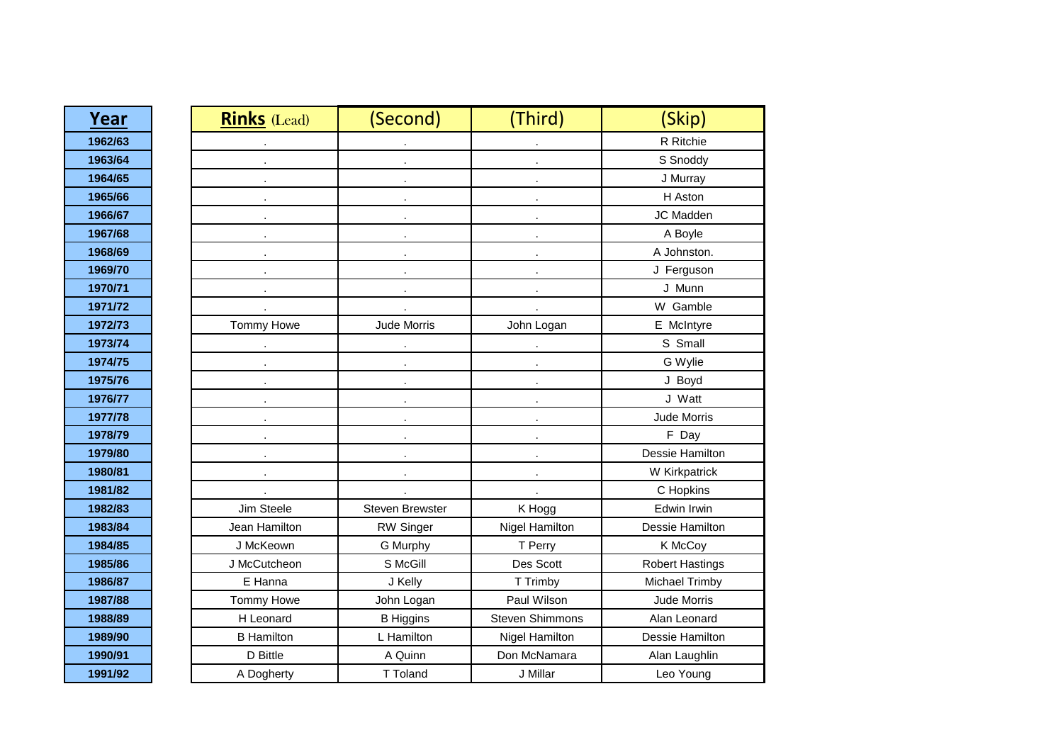| Year | Rinks (Lead) | (Second) | (Third) | (Skip) |
|---|---|---|---|---|
| 1962/63 | . | . | . | R Ritchie |
| 1963/64 | . | . | . | S Snoddy |
| 1964/65 | . | . | . | J Murray |
| 1965/66 | . | . | . | H Aston |
| 1966/67 | . | . | . | JC Madden |
| 1967/68 | . | . | . | A Boyle |
| 1968/69 | . | . | . | A Johnston. |
| 1969/70 | . | . | . | J Ferguson |
| 1970/71 | . | . | . | J Munn |
| 1971/72 | . | . | . | W Gamble |
| 1972/73 | Tommy Howe | Jude Morris | John Logan | E McIntyre |
| 1973/74 | . | . | . | S Small |
| 1974/75 | . | . | . | G Wylie |
| 1975/76 | . | . | . | J Boyd |
| 1976/77 | . | . | . | J Watt |
| 1977/78 | . | . | . | Jude Morris |
| 1978/79 | . | . | . | F Day |
| 1979/80 | . | . | . | Dessie Hamilton |
| 1980/81 | . | . | . | W Kirkpatrick |
| 1981/82 | . | . | . | C Hopkins |
| 1982/83 | Jim Steele | Steven Brewster | K Hogg | Edwin Irwin |
| 1983/84 | Jean Hamilton | RW Singer | Nigel Hamilton | Dessie Hamilton |
| 1984/85 | J McKeown | G Murphy | T Perry | K McCoy |
| 1985/86 | J McCutcheon | S McGill | Des Scott | Robert Hastings |
| 1986/87 | E Hanna | J Kelly | T Trimby | Michael Trimby |
| 1987/88 | Tommy Howe | John Logan | Paul Wilson | Jude Morris |
| 1988/89 | H Leonard | B Higgins | Steven Shimmons | Alan Leonard |
| 1989/90 | B Hamilton | L Hamilton | Nigel Hamilton | Dessie Hamilton |
| 1990/91 | D Bittle | A Quinn | Don McNamara | Alan Laughlin |
| 1991/92 | A Dogherty | T Toland | J Millar | Leo Young |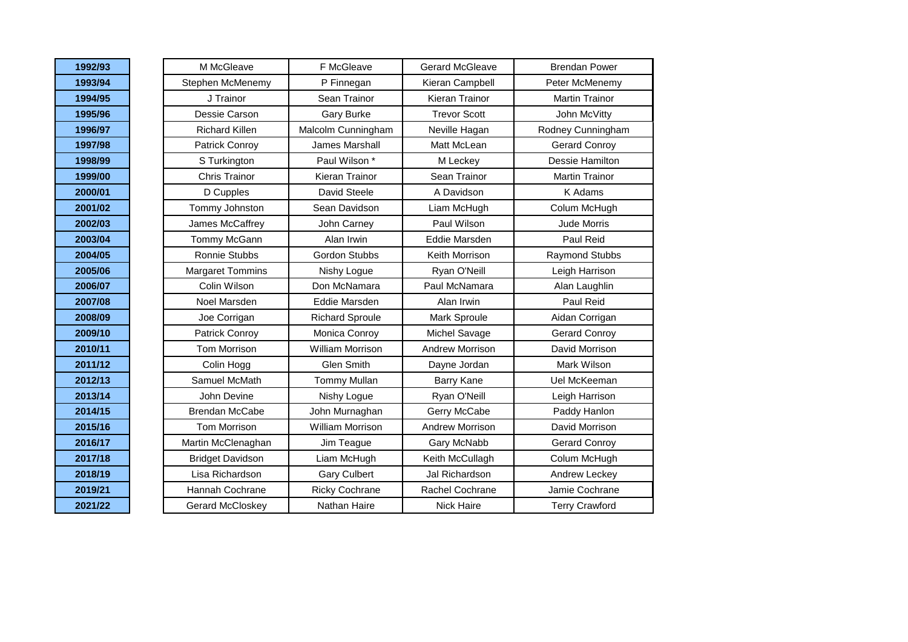| | | | | |
|---|---|---|---|---|
| **1992/93** | M McGleave | F McGleave | Gerard McGleave | Brendan Power |
| **1993/94** | Stephen McMenemy | P Finnegan | Kieran Campbell | Peter McMenemy |
| **1994/95** | J Trainor | Sean Trainor | Kieran Trainor | Martin Trainor |
| **1995/96** | Dessie Carson | Gary Burke | Trevor Scott | John McVitty |
| **1996/97** | Richard Killen | Malcolm Cunningham | Neville Hagan | Rodney Cunningham |
| **1997/98** | Patrick Conroy | James Marshall | Matt McLean | Gerard Conroy |
| **1998/99** | S Turkington | Paul Wilson * | M Leckey | Dessie Hamilton |
| **1999/00** | Chris Trainor | Kieran Trainor | Sean Trainor | Martin Trainor |
| **2000/01** | D Cupples | David Steele | A Davidson | K Adams |
| **2001/02** | Tommy Johnston | Sean Davidson | Liam McHugh | Colum McHugh |
| **2002/03** | James McCaffrey | John Carney | Paul Wilson | Jude Morris |
| **2003/04** | Tommy McGann | Alan Irwin | Eddie Marsden | Paul Reid |
| **2004/05** | Ronnie Stubbs | Gordon Stubbs | Keith Morrison | Raymond Stubbs |
| **2005/06** | Margaret Tommins | Nishy Logue | Ryan O'Neill | Leigh Harrison |
| **2006/07** | Colin Wilson | Don McNamara | Paul McNamara | Alan Laughlin |
| **2007/08** | Noel Marsden | Eddie Marsden | Alan Irwin | Paul Reid |
| **2008/09** | Joe Corrigan | Richard Sproule | Mark Sproule | Aidan Corrigan |
| **2009/10** | Patrick Conroy | Monica Conroy | Michel Savage | Gerard Conroy |
| **2010/11** | Tom Morrison | William Morrison | Andrew Morrison | David Morrison |
| **2011/12** | Colin Hogg | Glen Smith | Dayne Jordan | Mark Wilson |
| **2012/13** | Samuel McMath | Tommy Mullan | Barry Kane | Uel McKeeman |
| **2013/14** | John Devine | Nishy Logue | Ryan O'Neill | Leigh Harrison |
| **2014/15** | Brendan McCabe | John Murnaghan | Gerry McCabe | Paddy Hanlon |
| **2015/16** | Tom Morrison | William Morrison | Andrew Morrison | David Morrison |
| **2016/17** | Martin McClenaghan | Jim Teague | Gary McNabb | Gerard Conroy |
| **2017/18** | Bridget Davidson | Liam McHugh | Keith McCullagh | Colum McHugh |
| **2018/19** | Lisa Richardson | Gary Culbert | Jal Richardson | Andrew Leckey |
| **2019/21** | Hannah Cochrane | Ricky Cochrane | Rachel Cochrane | Jamie Cochrane |
| **2021/22** | Gerard McCloskey | Nathan Haire | Nick Haire | Terry Crawford |